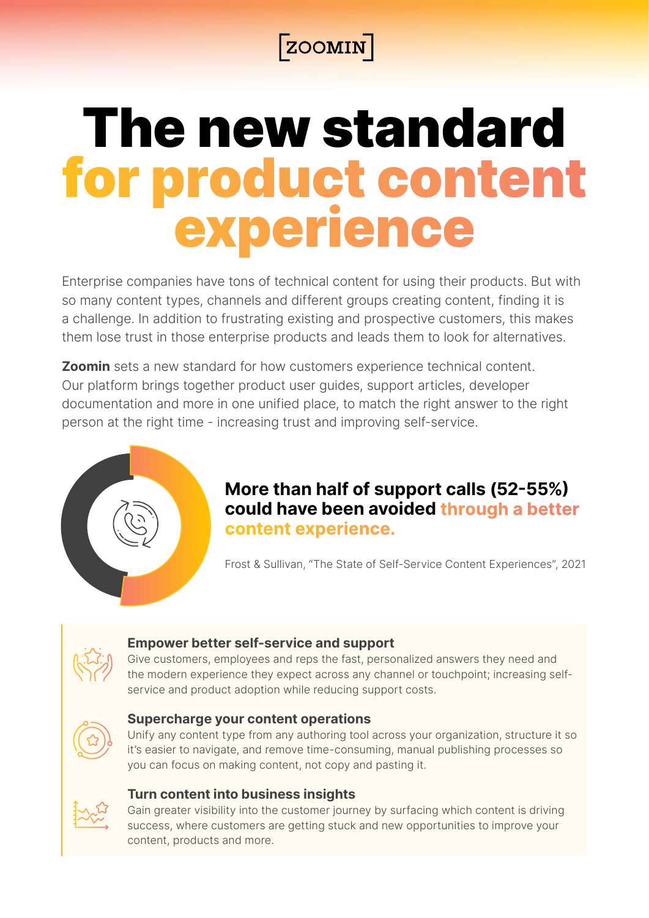[ZOOMIN]

# The new standard for product content experience

Enterprise companies have tons of technical content for using their products. But with so many content types, channels and different groups creating content, finding it is a challenge. In addition to frustrating existing and prospective customers, this makes them lose trust in those enterprise products and leads them to look for alternatives.

**Zoomin** sets a new standard for how customers experience technical content. Our platform brings together product user guides, support articles, developer documentation and more in one unified place, to match the right answer to the right person at the right time - increasing trust and improving self-service.

**More than half of support calls (52-55%) could have been avoided through a better content experience.**

Frost & Sullivan, "The State of Self-Service Content Experiences", 2021

### Empower better self-service and support

Give customers, employees and reps the fast, personalized answers they need and the modern experience they expect across any channel or touchpoint; increasing self-service and product adoption while reducing support costs.

### Supercharge your content operations

Unify any content type from any authoring tool across your organization, structure it so it's easier to navigate, and remove time-consuming, manual publishing processes so you can focus on making content, not copy and pasting it.

### Turn content into business insights

Gain greater visibility into the customer journey by surfacing which content is driving success, where customers are getting stuck and new opportunities to improve your content, products and more.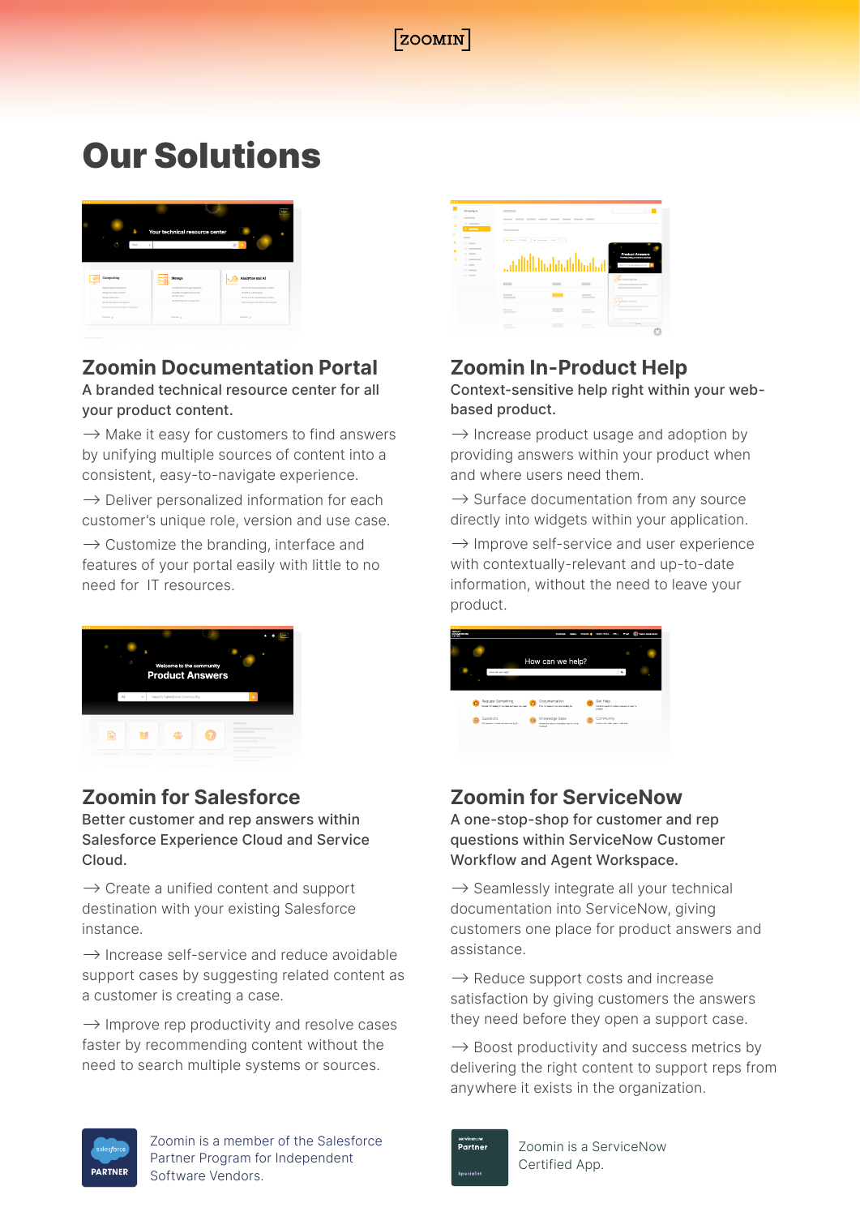# Our Solutions

## Zoomin Documentation Portal

**A branded technical resource center for all your product content.**

→ Make it easy for customers to find answers by unifying multiple sources of content into a consistent, easy-to-navigate experience.

→ Deliver personalized information for each customer's unique role, version and use case.

→ Customize the branding, interface and features of your portal easily with little to no need for IT resources.

## Zoomin In-Product Help

**Context-sensitive help right within your web-based product.**

→ Increase product usage and adoption by providing answers within your product when and where users need them.

→ Surface documentation from any source directly into widgets within your application.

→ Improve self-service and user experience with contextually-relevant and up-to-date information, without the need to leave your product.

## Zoomin for Salesforce

**Better customer and rep answers within Salesforce Experience Cloud and Service Cloud.**

→ Create a unified content and support destination with your existing Salesforce instance.

→ Increase self-service and reduce avoidable support cases by suggesting related content as a customer is creating a case.

→ Improve rep productivity and resolve cases faster by recommending content without the need to search multiple systems or sources.

Zoomin is a member of the Salesforce Partner Program for Independent Software Vendors.

## Zoomin for ServiceNow

**A one-stop-shop for customer and rep questions within ServiceNow Customer Workflow and Agent Workspace.**

→ Seamlessly integrate all your technical documentation into ServiceNow, giving customers one place for product answers and assistance.

→ Reduce support costs and increase satisfaction by giving customers the answers they need before they open a support case.

→ Boost productivity and success metrics by delivering the right content to support reps from anywhere it exists in the organization.

Zoomin is a ServiceNow Certified App.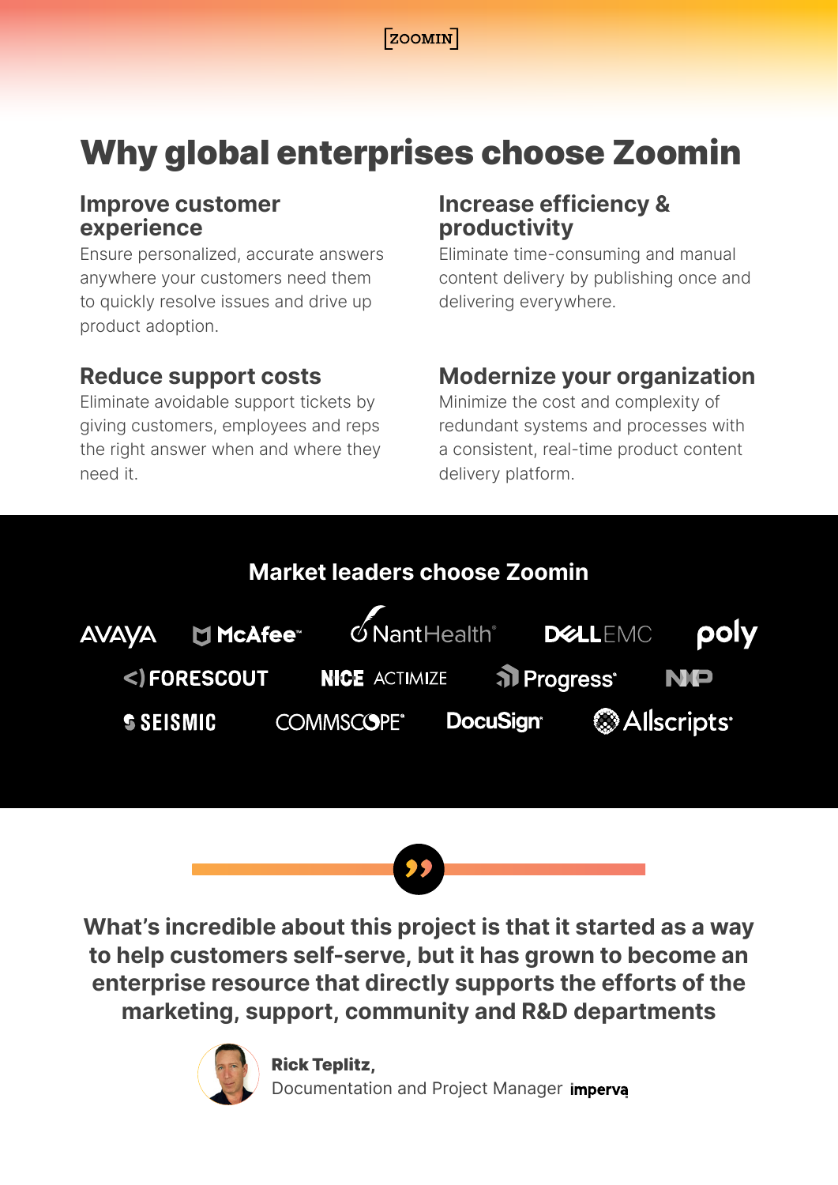# Why global enterprises choose Zoomin

### Improve customer experience

Ensure personalized, accurate answers anywhere your customers need them to quickly resolve issues and drive up product adoption.

### Increase efficiency & productivity

Eliminate time-consuming and manual content delivery by publishing once and delivering everywhere.

### Reduce support costs

Eliminate avoidable support tickets by giving customers, employees and reps the right answer when and where they need it.

### Modernize your organization

Minimize the cost and complexity of redundant systems and processes with a consistent, real-time product content delivery platform.

## Market leaders choose Zoomin

AVAYA, McAfee, NantHealth, DELL EMC, poly, FORESCOUT, NICE ACTIMIZE, Progress, NXP, SEISMIC, COMMSCOPE, DocuSign, Allscripts

**What's incredible about this project is that it started as a way to help customers self-serve, but it has grown to become an enterprise resource that directly supports the efforts of the marketing, support, community and R&D departments**

**Rick Teplitz,**
Documentation and Project Manager imperva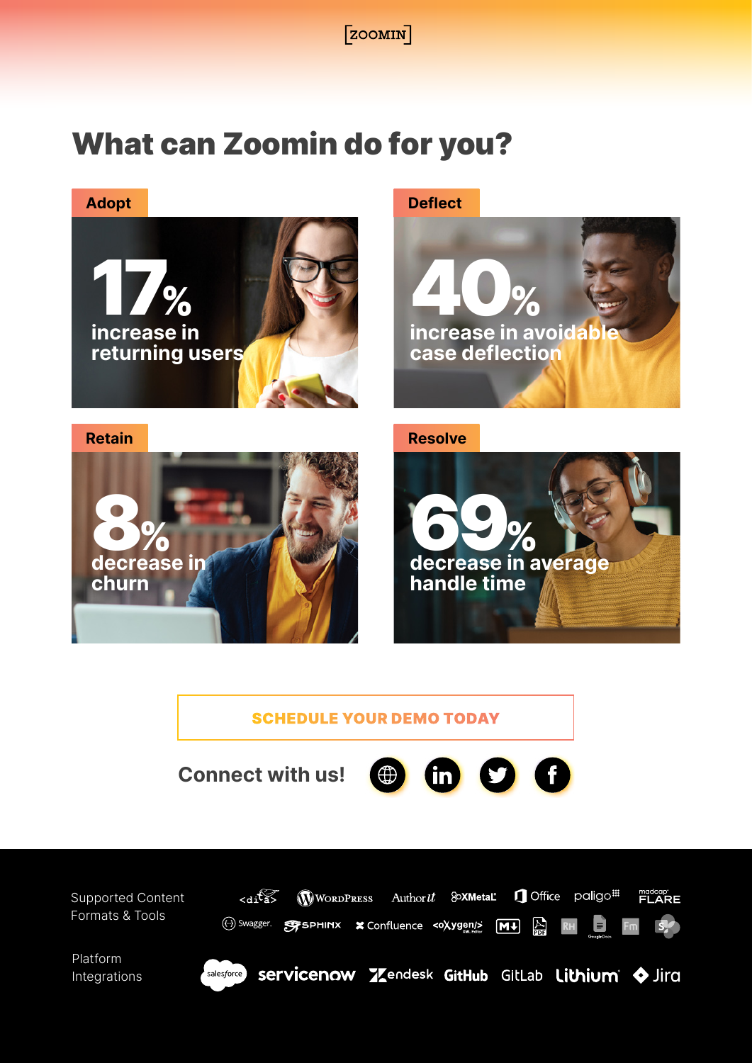[ZOOMIN]

# What can Zoomin do for you?

**Adopt**

**17%** increase in returning users

**Deflect**

**40%** increase in avoidable case deflection

**Retain**

**8%** decrease in churn

**Resolve**

**69%** decrease in average handle time

**SCHEDULE YOUR DEMO TODAY**

**Connect with us!**

Supported Content Formats & Tools

Platform Integrations

salesforce servicenow Zendesk GitHub GitLab Lithium Jira